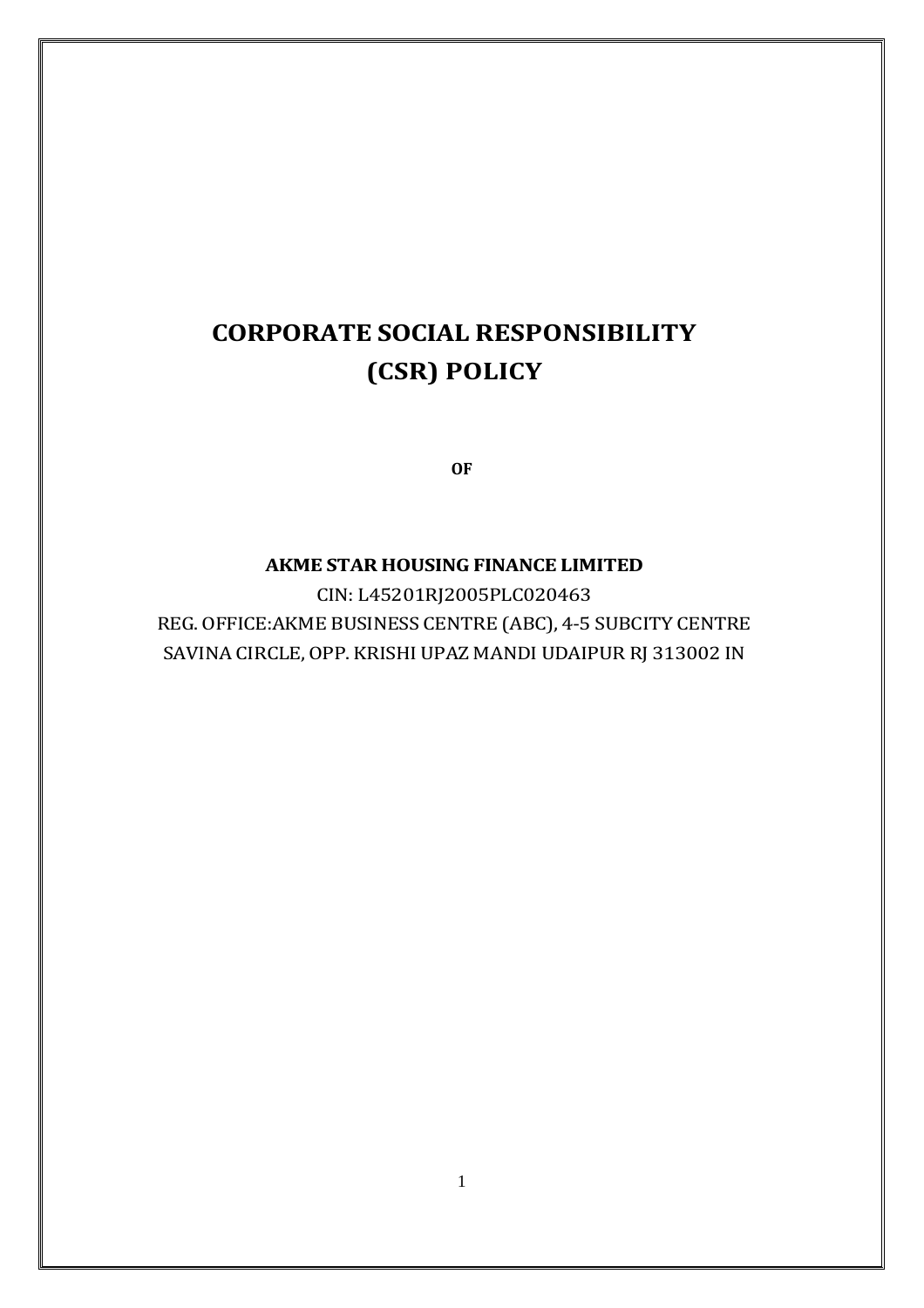# CORPORATE SOCIAL RESPONSIBILITY (CSR) POLICY

**OF**

**AKME STAR HOUSING FINANCE LIMITED**

CIN: L45201RJ2005PLC020463

REG. OFFICE:AKME BUSINESS CENTRE (ABC), 4-5 SUBCITY CENTRE SAVINA CIRCLE, OPP. KRISHI UPAZ MANDI UDAIPUR RJ 313002 IN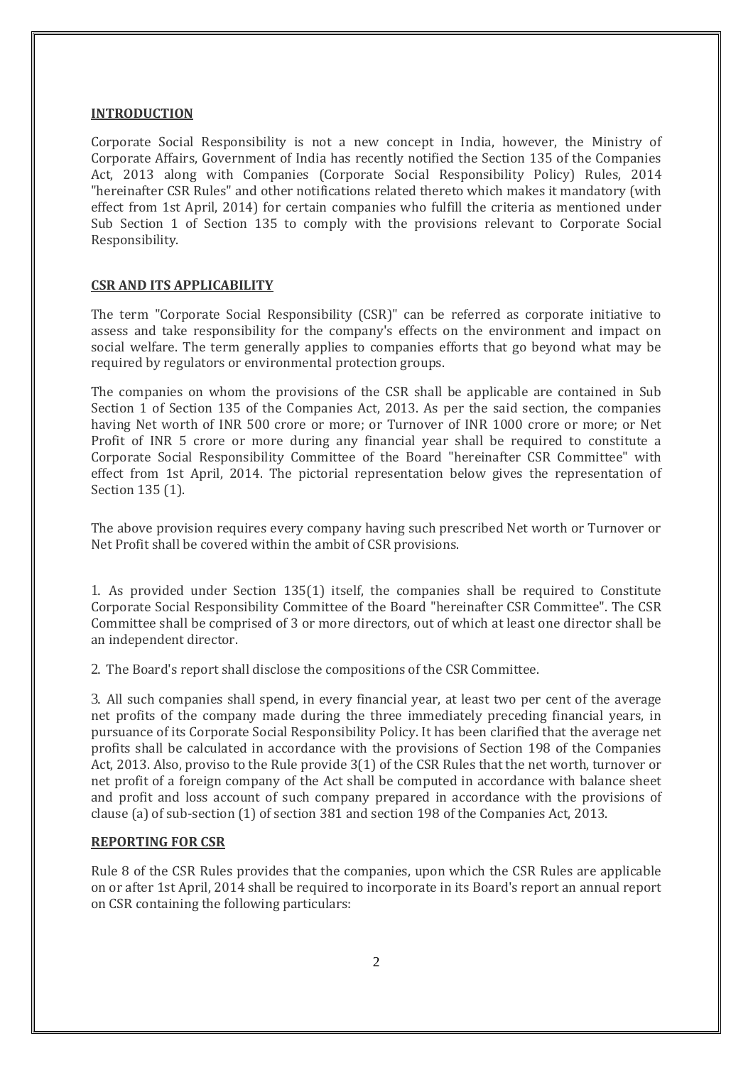## INTRODUCTION

Corporate Social Responsibility is not a new concept in India, however, the Ministry of Corporate Affairs, Government of India has recently notified the Section 135 of the Companies Act, 2013 along with Companies (Corporate Social Responsibility Policy) Rules, 2014 "hereinafter CSR Rules" and other notifications related thereto which makes it mandatory (with effect from 1st April, 2014) for certain companies who fulfill the criteria as mentioned under Sub Section 1 of Section 135 to comply with the provisions relevant to Corporate Social Responsibility.

## CSR AND ITS APPLICABILITY

The term "Corporate Social Responsibility (CSR)" can be referred as corporate initiative to assess and take responsibility for the company's effects on the environment and impact on social welfare. The term generally applies to companies efforts that go beyond what may be required by regulators or environmental protection groups.

The companies on whom the provisions of the CSR shall be applicable are contained in Sub Section 1 of Section 135 of the Companies Act, 2013. As per the said section, the companies having Net worth of INR 500 crore or more; or Turnover of INR 1000 crore or more; or Net Profit of INR 5 crore or more during any financial year shall be required to constitute a Corporate Social Responsibility Committee of the Board "hereinafter CSR Committee" with effect from 1st April, 2014. The pictorial representation below gives the representation of Section 135 (1).

The above provision requires every company having such prescribed Net worth or Turnover or Net Profit shall be covered within the ambit of CSR provisions.

1. As provided under Section 135(1) itself, the companies shall be required to Constitute Corporate Social Responsibility Committee of the Board "hereinafter CSR Committee". The CSR Committee shall be comprised of 3 or more directors, out of which at least one director shall be an independent director.

2. The Board's report shall disclose the compositions of the CSR Committee.

3. All such companies shall spend, in every financial year, at least two per cent of the average net profits of the company made during the three immediately preceding financial years, in pursuance of its Corporate Social Responsibility Policy. It has been clarified that the average net profits shall be calculated in accordance with the provisions of Section 198 of the Companies Act, 2013. Also, proviso to the Rule provide 3(1) of the CSR Rules that the net worth, turnover or net profit of a foreign company of the Act shall be computed in accordance with balance sheet and profit and loss account of such company prepared in accordance with the provisions of clause (a) of sub-section (1) of section 381 and section 198 of the Companies Act, 2013.

## REPORTING FOR CSR

Rule 8 of the CSR Rules provides that the companies, upon which the CSR Rules are applicable on or after 1st April, 2014 shall be required to incorporate in its Board's report an annual report on CSR containing the following particulars: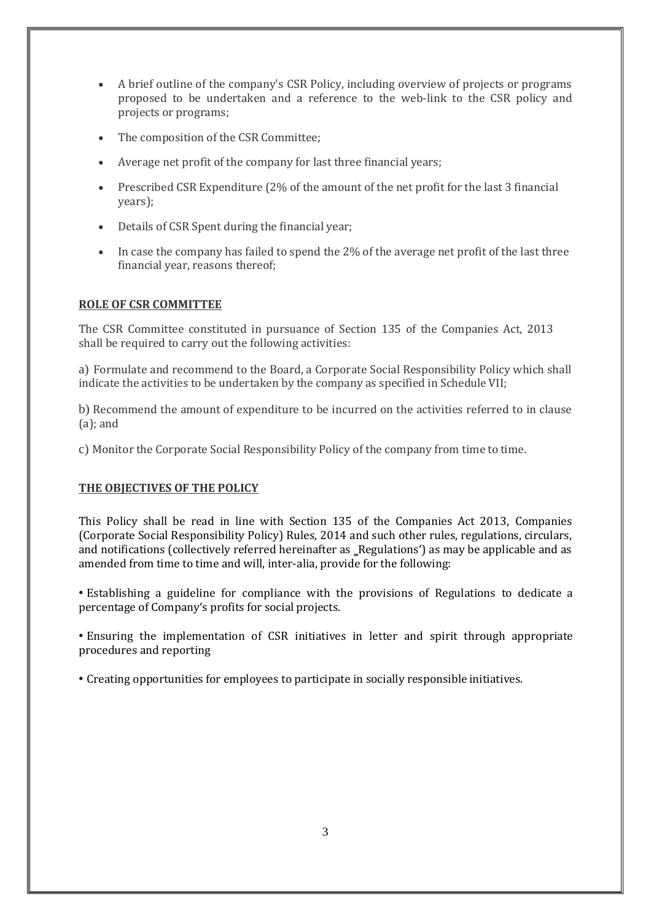- A brief outline of the company's CSR Policy, including overview of projects or programs proposed to be undertaken and a reference to the web-link to the CSR policy and projects or programs;
- The composition of the CSR Committee;
- Average net profit of the company for last three financial years;
- Prescribed CSR Expenditure (2% of the amount of the net profit for the last 3 financial years);
- Details of CSR Spent during the financial year;
- In case the company has failed to spend the 2% of the average net profit of the last three financial year, reasons thereof;

**ROLE OF CSR COMMITTEE**

The CSR Committee constituted in pursuance of Section 135 of the Companies Act, 2013 shall be required to carry out the following activities:

a) Formulate and recommend to the Board, a Corporate Social Responsibility Policy which shall indicate the activities to be undertaken by the company as specified in Schedule VII;

b) Recommend the amount of expenditure to be incurred on the activities referred to in clause (a); and

c) Monitor the Corporate Social Responsibility Policy of the company from time to time.

**THE OBJECTIVES OF THE POLICY**

This Policy shall be read in line with Section 135 of the Companies Act 2013, Companies (Corporate Social Responsibility Policy) Rules, 2014 and such other rules, regulations, circulars, and notifications (collectively referred hereinafter as ‗Regulations') as may be applicable and as amended from time to time and will, inter-alia, provide for the following:

• Establishing a guideline for compliance with the provisions of Regulations to dedicate a percentage of Company's profits for social projects.

• Ensuring the implementation of CSR initiatives in letter and spirit through appropriate procedures and reporting

• Creating opportunities for employees to participate in socially responsible initiatives.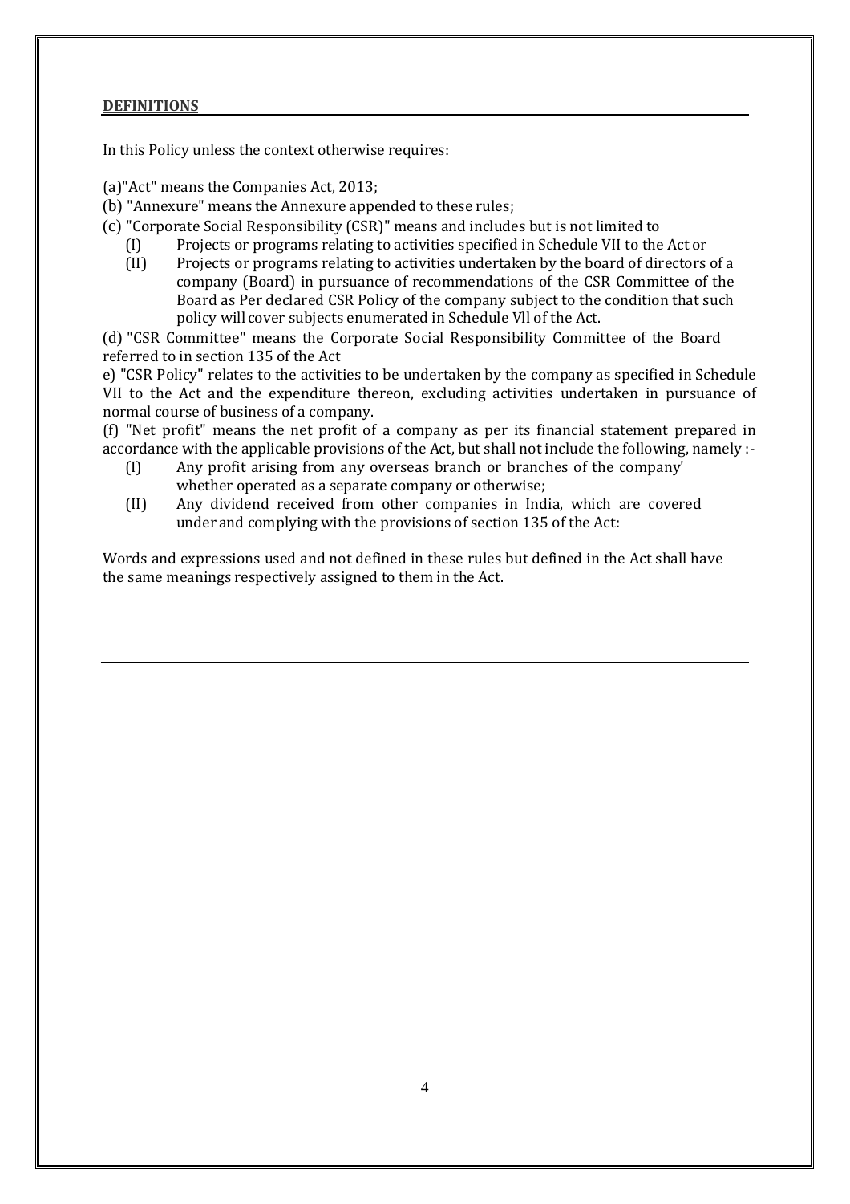## DEFINITIONS

In this Policy unless the context otherwise requires:

(a)"Act" means the Companies Act, 2013;

(b) "Annexure" means the Annexure appended to these rules;

(c) "Corporate Social Responsibility (CSR)" means and includes but is not limited to

- (I) Projects or programs relating to activities specified in Schedule VII to the Act or
- (II) Projects or programs relating to activities undertaken by the board of directors of a company (Board) in pursuance of recommendations of the CSR Committee of the Board as Per declared CSR Policy of the company subject to the condition that such policy will cover subjects enumerated in Schedule Vll of the Act.

(d) "CSR Committee" means the Corporate Social Responsibility Committee of the Board referred to in section 135 of the Act

e) "CSR Policy" relates to the activities to be undertaken by the company as specified in Schedule VII to the Act and the expenditure thereon, excluding activities undertaken in pursuance of normal course of business of a company.

(f) "Net profit" means the net profit of a company as per its financial statement prepared in accordance with the applicable provisions of the Act, but shall not include the following, namely :-

- (I) Any profit arising from any overseas branch or branches of the company' whether operated as a separate company or otherwise;
- (II) Any dividend received from other companies in India, which are covered under and complying with the provisions of section 135 of the Act:

Words and expressions used and not defined in these rules but defined in the Act shall have the same meanings respectively assigned to them in the Act.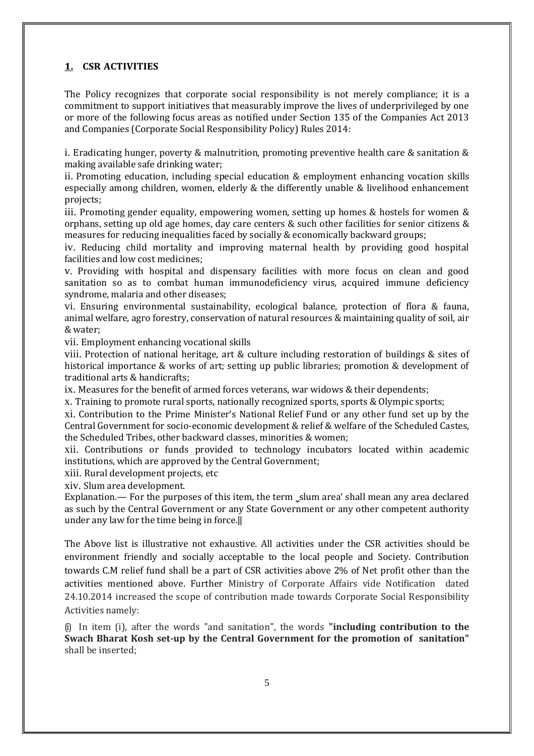## **1. CSR ACTIVITIES**

The Policy recognizes that corporate social responsibility is not merely compliance; it is a commitment to support initiatives that measurably improve the lives of underprivileged by one or more of the following focus areas as notified under Section 135 of the Companies Act 2013 and Companies (Corporate Social Responsibility Policy) Rules 2014:

i. Eradicating hunger, poverty & malnutrition, promoting preventive health care & sanitation & making available safe drinking water;

ii. Promoting education, including special education & employment enhancing vocation skills especially among children, women, elderly & the differently unable & livelihood enhancement projects;

iii. Promoting gender equality, empowering women, setting up homes & hostels for women & orphans, setting up old age homes, day care centers & such other facilities for senior citizens & measures for reducing inequalities faced by socially & economically backward groups;

iv. Reducing child mortality and improving maternal health by providing good hospital facilities and low cost medicines;

v. Providing with hospital and dispensary facilities with more focus on clean and good sanitation so as to combat human immunodeficiency virus, acquired immune deficiency syndrome, malaria and other diseases;

vi. Ensuring environmental sustainability, ecological balance, protection of flora & fauna, animal welfare, agro forestry, conservation of natural resources & maintaining quality of soil, air & water;

vii. Employment enhancing vocational skills

viii. Protection of national heritage, art & culture including restoration of buildings & sites of historical importance & works of art; setting up public libraries; promotion & development of traditional arts & handicrafts;

ix. Measures for the benefit of armed forces veterans, war widows & their dependents;

x. Training to promote rural sports, nationally recognized sports, sports & Olympic sports;

xi. Contribution to the Prime Minister's National Relief Fund or any other fund set up by the Central Government for socio-economic development & relief & welfare of the Scheduled Castes, the Scheduled Tribes, other backward classes, minorities & women;

xii. Contributions or funds provided to technology incubators located within academic institutions, which are approved by the Central Government;

xiii. Rural development projects, etc

xiv. Slum area development.

Explanation.— For the purposes of this item, the term ‗slum area' shall mean any area declared as such by the Central Government or any State Government or any other competent authority under any law for the time being in force.‖

The Above list is illustrative not exhaustive. All activities under the CSR activities should be environment friendly and socially acceptable to the local people and Society. Contribution towards C.M relief fund shall be a part of CSR activities above 2% of Net profit other than the activities mentioned above. Further Ministry of Corporate Affairs vide Notification dated 24.10.2014 increased the scope of contribution made towards Corporate Social Responsibility Activities namely:

(i) In item (i), after the words "and sanitation", the words **"including contribution to the Swach Bharat Kosh set-up by the Central Government for the promotion of sanitation"** shall be inserted;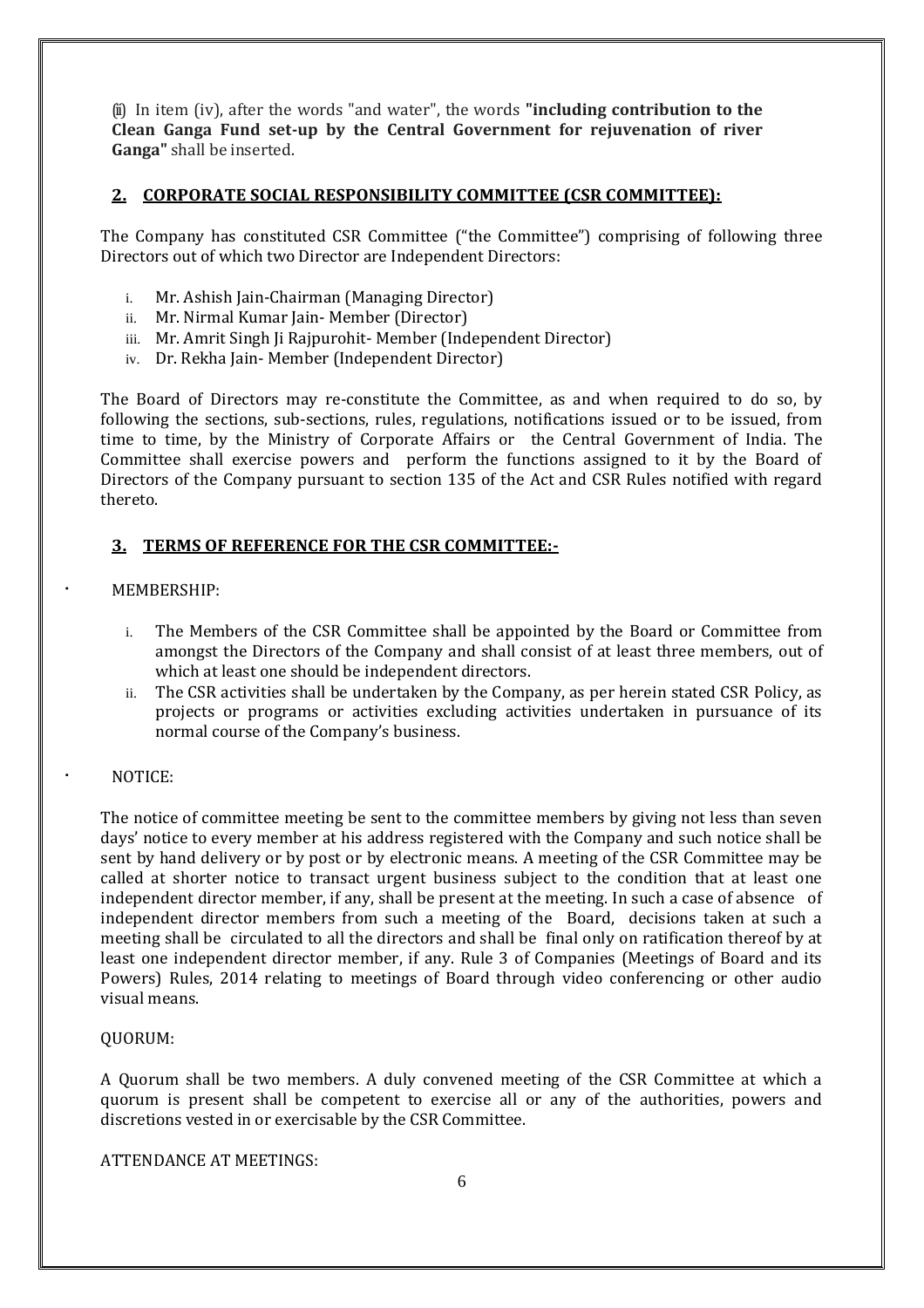(ii) In item (iv), after the words "and water", the words **"including contribution to the Clean Ganga Fund set-up by the Central Government for rejuvenation of river Ganga"** shall be inserted.

## 2. CORPORATE SOCIAL RESPONSIBILITY COMMITTEE (CSR COMMITTEE):

The Company has constituted CSR Committee ("the Committee") comprising of following three Directors out of which two Director are Independent Directors:

1. Mr. Ashish Jain-Chairman (Managing Director)
2. Mr. Nirmal Kumar Jain- Member (Director)
3. Mr. Amrit Singh Ji Rajpurohit- Member (Independent Director)
4. Dr. Rekha Jain- Member (Independent Director)

The Board of Directors may re-constitute the Committee, as and when required to do so, by following the sections, sub-sections, rules, regulations, notifications issued or to be issued, from time to time, by the Ministry of Corporate Affairs or the Central Government of India. The Committee shall exercise powers and perform the functions assigned to it by the Board of Directors of the Company pursuant to section 135 of the Act and CSR Rules notified with regard thereto.

## 3. TERMS OF REFERENCE FOR THE CSR COMMITTEE:-

- MEMBERSHIP:

   1. The Members of the CSR Committee shall be appointed by the Board or Committee from amongst the Directors of the Company and shall consist of at least three members, out of which at least one should be independent directors.
   2. The CSR activities shall be undertaken by the Company, as per herein stated CSR Policy, as projects or programs or activities excluding activities undertaken in pursuance of its normal course of the Company's business.

- NOTICE:

The notice of committee meeting be sent to the committee members by giving not less than seven days' notice to every member at his address registered with the Company and such notice shall be sent by hand delivery or by post or by electronic means. A meeting of the CSR Committee may be called at shorter notice to transact urgent business subject to the condition that at least one independent director member, if any, shall be present at the meeting. In such a case of absence of independent director members from such a meeting of the Board, decisions taken at such a meeting shall be circulated to all the directors and shall be final only on ratification thereof by at least one independent director member, if any. Rule 3 of Companies (Meetings of Board and its Powers) Rules, 2014 relating to meetings of Board through video conferencing or other audio visual means.

QUORUM:

A Quorum shall be two members. A duly convened meeting of the CSR Committee at which a quorum is present shall be competent to exercise all or any of the authorities, powers and discretions vested in or exercisable by the CSR Committee.

ATTENDANCE AT MEETINGS: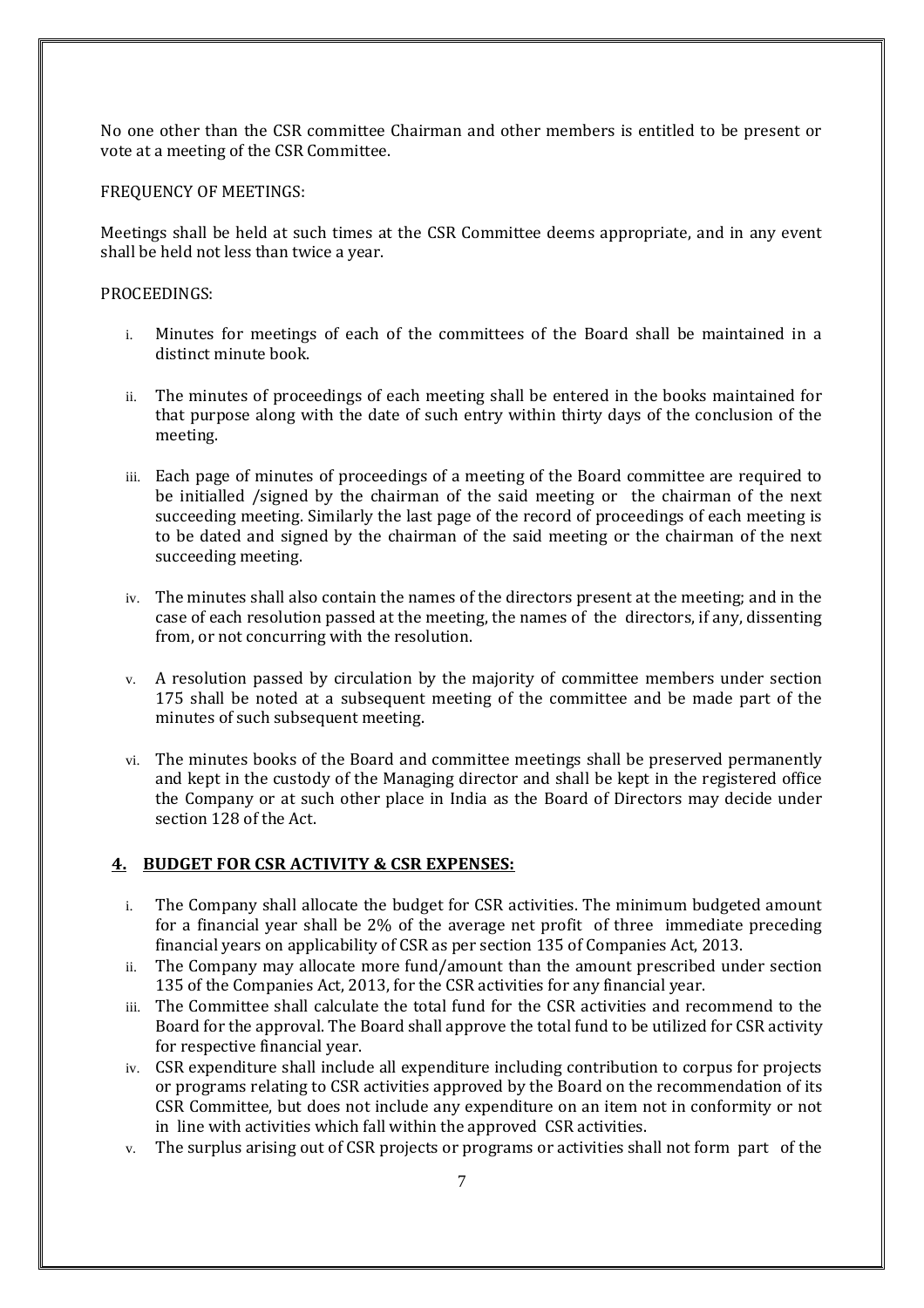No one other than the CSR committee Chairman and other members is entitled to be present or vote at a meeting of the CSR Committee.

FREQUENCY OF MEETINGS:

Meetings shall be held at such times at the CSR Committee deems appropriate, and in any event shall be held not less than twice a year.

PROCEEDINGS:

i. Minutes for meetings of each of the committees of the Board shall be maintained in a distinct minute book.

ii. The minutes of proceedings of each meeting shall be entered in the books maintained for that purpose along with the date of such entry within thirty days of the conclusion of the meeting.

iii. Each page of minutes of proceedings of a meeting of the Board committee are required to be initialled /signed by the chairman of the said meeting or the chairman of the next succeeding meeting. Similarly the last page of the record of proceedings of each meeting is to be dated and signed by the chairman of the said meeting or the chairman of the next succeeding meeting.

iv. The minutes shall also contain the names of the directors present at the meeting; and in the case of each resolution passed at the meeting, the names of the directors, if any, dissenting from, or not concurring with the resolution.

v. A resolution passed by circulation by the majority of committee members under section 175 shall be noted at a subsequent meeting of the committee and be made part of the minutes of such subsequent meeting.

vi. The minutes books of the Board and committee meetings shall be preserved permanently and kept in the custody of the Managing director and shall be kept in the registered office the Company or at such other place in India as the Board of Directors may decide under section 128 of the Act.

## 4. BUDGET FOR CSR ACTIVITY & CSR EXPENSES:

i. The Company shall allocate the budget for CSR activities. The minimum budgeted amount for a financial year shall be 2% of the average net profit of three immediate preceding financial years on applicability of CSR as per section 135 of Companies Act, 2013.
ii. The Company may allocate more fund/amount than the amount prescribed under section 135 of the Companies Act, 2013, for the CSR activities for any financial year.
iii. The Committee shall calculate the total fund for the CSR activities and recommend to the Board for the approval. The Board shall approve the total fund to be utilized for CSR activity for respective financial year.
iv. CSR expenditure shall include all expenditure including contribution to corpus for projects or programs relating to CSR activities approved by the Board on the recommendation of its CSR Committee, but does not include any expenditure on an item not in conformity or not in line with activities which fall within the approved CSR activities.
v. The surplus arising out of CSR projects or programs or activities shall not form part of the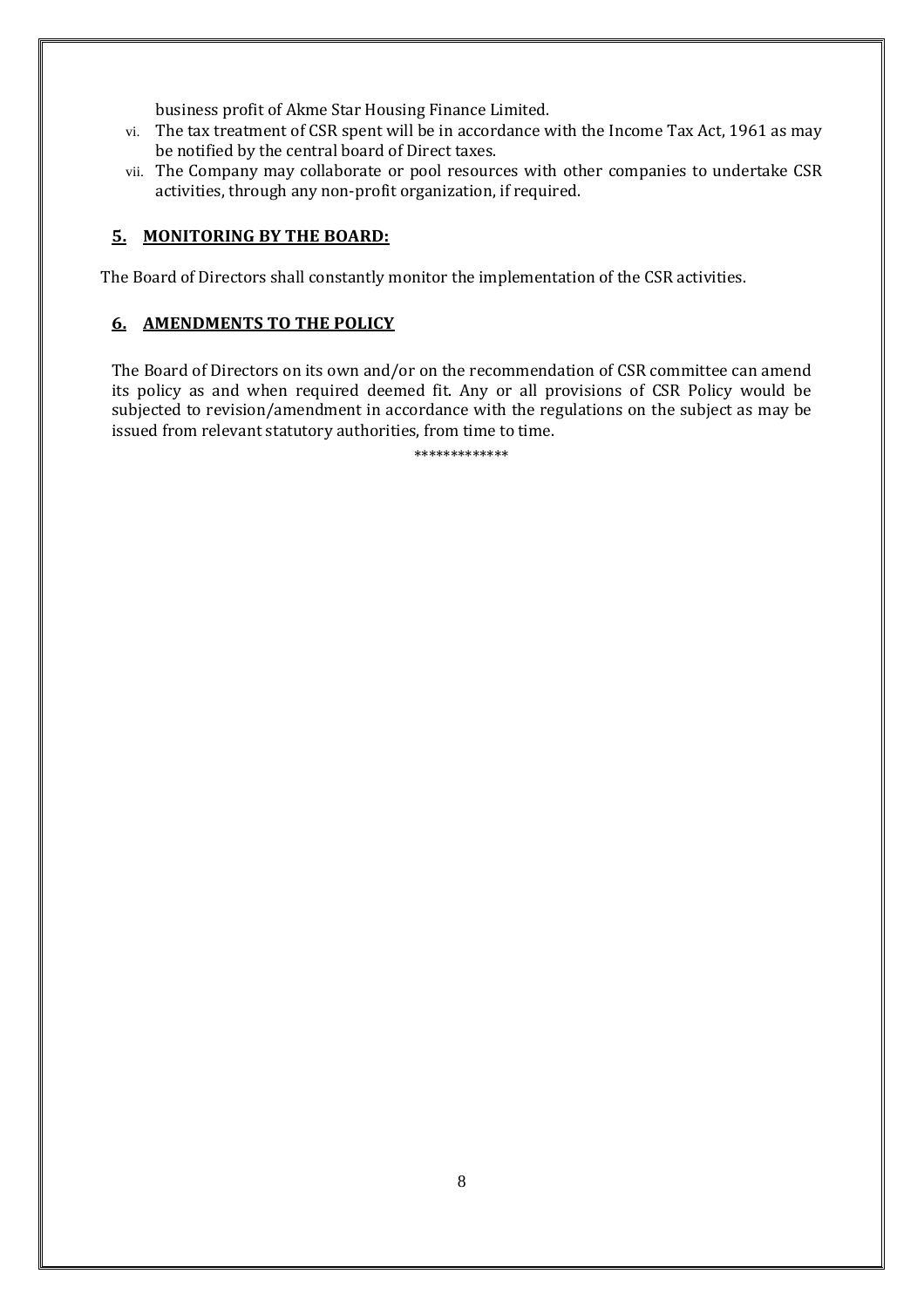business profit of Akme Star Housing Finance Limited.

vi. The tax treatment of CSR spent will be in accordance with the Income Tax Act, 1961 as may be notified by the central board of Direct taxes.

vii. The Company may collaborate or pool resources with other companies to undertake CSR activities, through any non-profit organization, if required.

## 5. MONITORING BY THE BOARD:

The Board of Directors shall constantly monitor the implementation of the CSR activities.

## 6. AMENDMENTS TO THE POLICY

The Board of Directors on its own and/or on the recommendation of CSR committee can amend its policy as and when required deemed fit. Any or all provisions of CSR Policy would be subjected to revision/amendment in accordance with the regulations on the subject as may be issued from relevant statutory authorities, from time to time.

*************